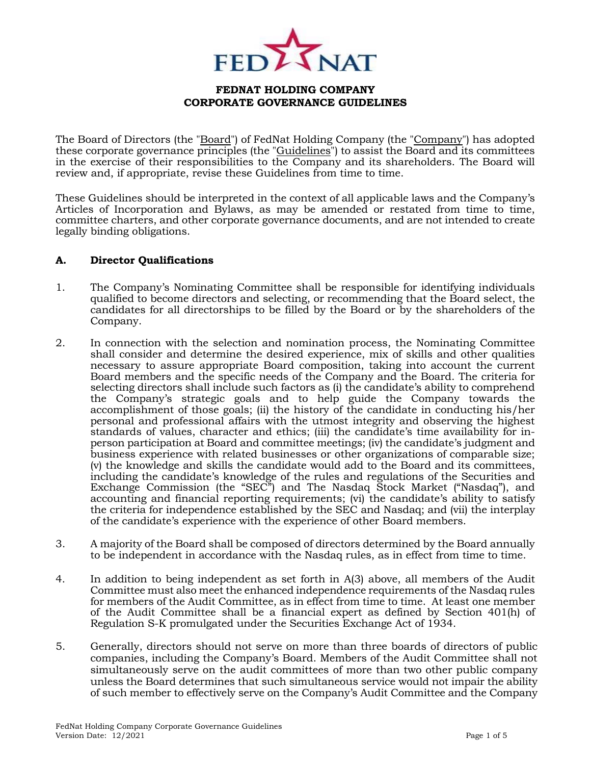**FEDNAT HOLDING COMPANY**
**CORPORATE GOVERNANCE GUIDELINES**

The Board of Directors (the "Board") of FedNat Holding Company (the "Company") has adopted these corporate governance principles (the "Guidelines") to assist the Board and its committees in the exercise of their responsibilities to the Company and its shareholders. The Board will review and, if appropriate, revise these Guidelines from time to time.

These Guidelines should be interpreted in the context of all applicable laws and the Company's Articles of Incorporation and Bylaws, as may be amended or restated from time to time, committee charters, and other corporate governance documents, and are not intended to create legally binding obligations.

## A. Director Qualifications

1. The Company's Nominating Committee shall be responsible for identifying individuals qualified to become directors and selecting, or recommending that the Board select, the candidates for all directorships to be filled by the Board or by the shareholders of the Company.

2. In connection with the selection and nomination process, the Nominating Committee shall consider and determine the desired experience, mix of skills and other qualities necessary to assure appropriate Board composition, taking into account the current Board members and the specific needs of the Company and the Board. The criteria for selecting directors shall include such factors as (i) the candidate's ability to comprehend the Company's strategic goals and to help guide the Company towards the accomplishment of those goals; (ii) the history of the candidate in conducting his/her personal and professional affairs with the utmost integrity and observing the highest standards of values, character and ethics; (iii) the candidate's time availability for in-person participation at Board and committee meetings; (iv) the candidate's judgment and business experience with related businesses or other organizations of comparable size; (v) the knowledge and skills the candidate would add to the Board and its committees, including the candidate's knowledge of the rules and regulations of the Securities and Exchange Commission (the "SEC") and The Nasdaq Stock Market ("Nasdaq"), and accounting and financial reporting requirements; (vi) the candidate's ability to satisfy the criteria for independence established by the SEC and Nasdaq; and (vii) the interplay of the candidate's experience with the experience of other Board members.

3. A majority of the Board shall be composed of directors determined by the Board annually to be independent in accordance with the Nasdaq rules, as in effect from time to time.

4. In addition to being independent as set forth in A(3) above, all members of the Audit Committee must also meet the enhanced independence requirements of the Nasdaq rules for members of the Audit Committee, as in effect from time to time. At least one member of the Audit Committee shall be a financial expert as defined by Section 401(h) of Regulation S-K promulgated under the Securities Exchange Act of 1934.

5. Generally, directors should not serve on more than three boards of directors of public companies, including the Company's Board. Members of the Audit Committee shall not simultaneously serve on the audit committees of more than two other public company unless the Board determines that such simultaneous service would not impair the ability of such member to effectively serve on the Company's Audit Committee and the Company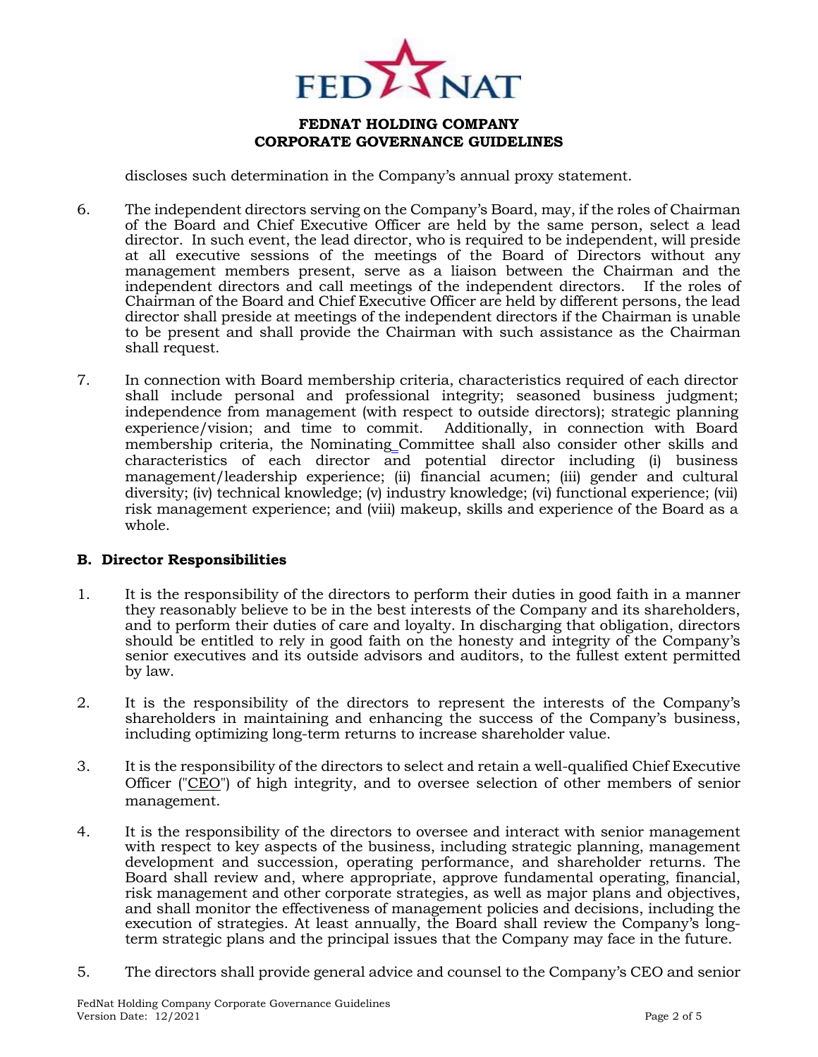discloses such determination in the Company's annual proxy statement.

6. The independent directors serving on the Company's Board, may, if the roles of Chairman of the Board and Chief Executive Officer are held by the same person, select a lead director. In such event, the lead director, who is required to be independent, will preside at all executive sessions of the meetings of the Board of Directors without any management members present, serve as a liaison between the Chairman and the independent directors and call meetings of the independent directors. If the roles of Chairman of the Board and Chief Executive Officer are held by different persons, the lead director shall preside at meetings of the independent directors if the Chairman is unable to be present and shall provide the Chairman with such assistance as the Chairman shall request.

7. In connection with Board membership criteria, characteristics required of each director shall include personal and professional integrity; seasoned business judgment; independence from management (with respect to outside directors); strategic planning experience/vision; and time to commit. Additionally, in connection with Board membership criteria, the Nominating Committee shall also consider other skills and characteristics of each director and potential director including (i) business management/leadership experience; (ii) financial acumen; (iii) gender and cultural diversity; (iv) technical knowledge; (v) industry knowledge; (vi) functional experience; (vii) risk management experience; and (viii) makeup, skills and experience of the Board as a whole.

### B. Director Responsibilities

1. It is the responsibility of the directors to perform their duties in good faith in a manner they reasonably believe to be in the best interests of the Company and its shareholders, and to perform their duties of care and loyalty. In discharging that obligation, directors should be entitled to rely in good faith on the honesty and integrity of the Company's senior executives and its outside advisors and auditors, to the fullest extent permitted by law.

2. It is the responsibility of the directors to represent the interests of the Company's shareholders in maintaining and enhancing the success of the Company's business, including optimizing long-term returns to increase shareholder value.

3. It is the responsibility of the directors to select and retain a well-qualified Chief Executive Officer ("CEO") of high integrity, and to oversee selection of other members of senior management.

4. It is the responsibility of the directors to oversee and interact with senior management with respect to key aspects of the business, including strategic planning, management development and succession, operating performance, and shareholder returns. The Board shall review and, where appropriate, approve fundamental operating, financial, risk management and other corporate strategies, as well as major plans and objectives, and shall monitor the effectiveness of management policies and decisions, including the execution of strategies. At least annually, the Board shall review the Company's long-term strategic plans and the principal issues that the Company may face in the future.

5. The directors shall provide general advice and counsel to the Company's CEO and senior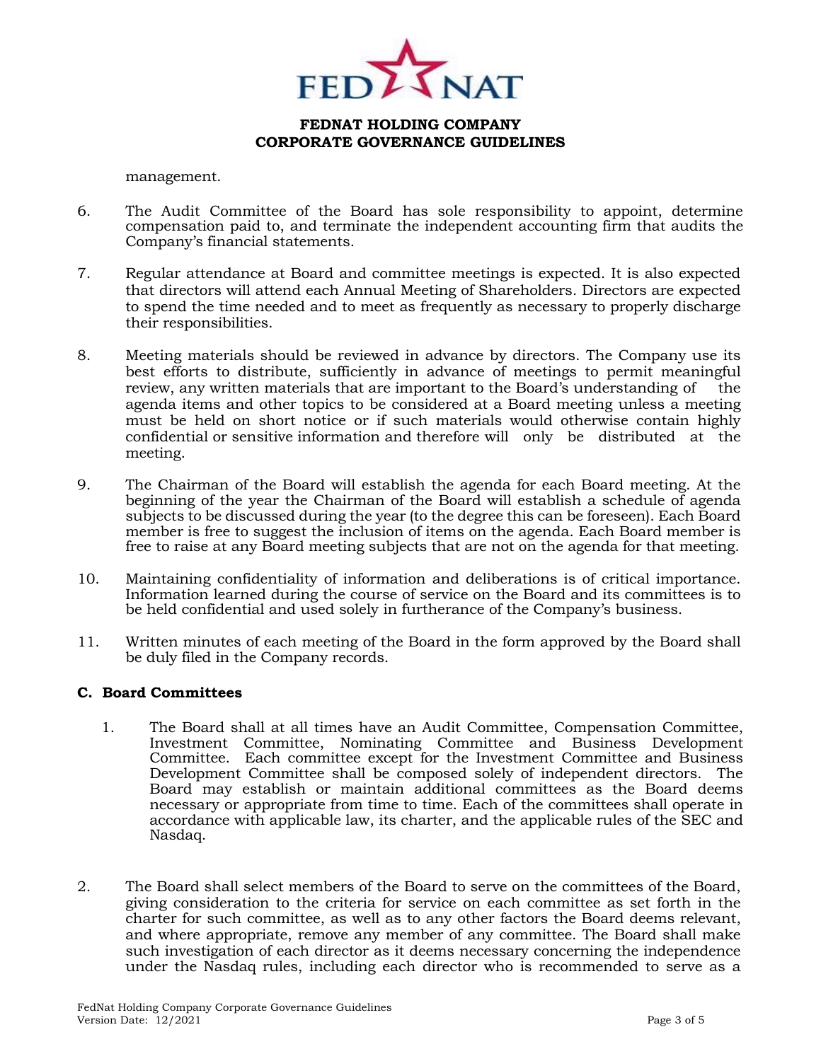management.

6. The Audit Committee of the Board has sole responsibility to appoint, determine compensation paid to, and terminate the independent accounting firm that audits the Company's financial statements.

7. Regular attendance at Board and committee meetings is expected. It is also expected that directors will attend each Annual Meeting of Shareholders. Directors are expected to spend the time needed and to meet as frequently as necessary to properly discharge their responsibilities.

8. Meeting materials should be reviewed in advance by directors. The Company use its best efforts to distribute, sufficiently in advance of meetings to permit meaningful review, any written materials that are important to the Board's understanding of the agenda items and other topics to be considered at a Board meeting unless a meeting must be held on short notice or if such materials would otherwise contain highly confidential or sensitive information and therefore will only be distributed at the meeting.

9. The Chairman of the Board will establish the agenda for each Board meeting. At the beginning of the year the Chairman of the Board will establish a schedule of agenda subjects to be discussed during the year (to the degree this can be foreseen). Each Board member is free to suggest the inclusion of items on the agenda. Each Board member is free to raise at any Board meeting subjects that are not on the agenda for that meeting.

10. Maintaining confidentiality of information and deliberations is of critical importance. Information learned during the course of service on the Board and its committees is to be held confidential and used solely in furtherance of the Company's business.

11. Written minutes of each meeting of the Board in the form approved by the Board shall be duly filed in the Company records.

### C. Board Committees

1. The Board shall at all times have an Audit Committee, Compensation Committee, Investment Committee, Nominating Committee and Business Development Committee. Each committee except for the Investment Committee and Business Development Committee shall be composed solely of independent directors. The Board may establish or maintain additional committees as the Board deems necessary or appropriate from time to time. Each of the committees shall operate in accordance with applicable law, its charter, and the applicable rules of the SEC and Nasdaq.

2. The Board shall select members of the Board to serve on the committees of the Board, giving consideration to the criteria for service on each committee as set forth in the charter for such committee, as well as to any other factors the Board deems relevant, and where appropriate, remove any member of any committee. The Board shall make such investigation of each director as it deems necessary concerning the independence under the Nasdaq rules, including each director who is recommended to serve as a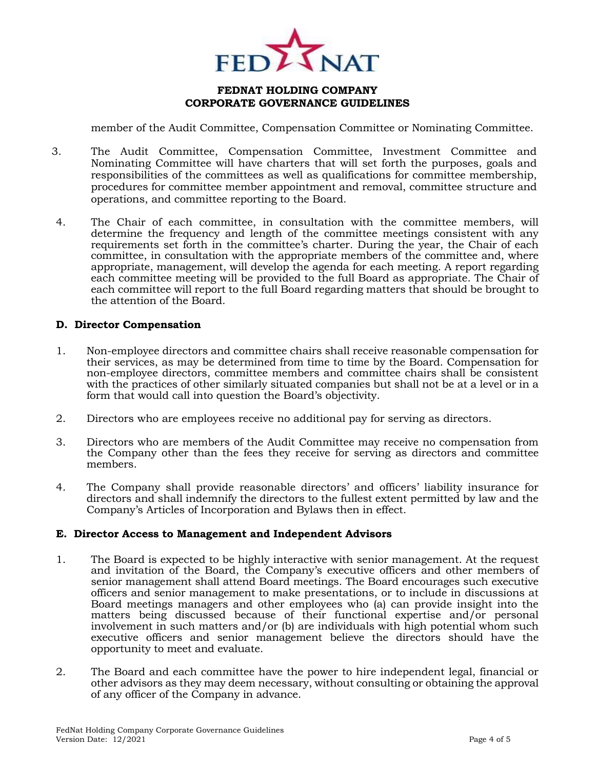member of the Audit Committee, Compensation Committee or Nominating Committee.

3. The Audit Committee, Compensation Committee, Investment Committee and Nominating Committee will have charters that will set forth the purposes, goals and responsibilities of the committees as well as qualifications for committee membership, procedures for committee member appointment and removal, committee structure and operations, and committee reporting to the Board.

4. The Chair of each committee, in consultation with the committee members, will determine the frequency and length of the committee meetings consistent with any requirements set forth in the committee's charter. During the year, the Chair of each committee, in consultation with the appropriate members of the committee and, where appropriate, management, will develop the agenda for each meeting. A report regarding each committee meeting will be provided to the full Board as appropriate. The Chair of each committee will report to the full Board regarding matters that should be brought to the attention of the Board.

### D. Director Compensation

1. Non-employee directors and committee chairs shall receive reasonable compensation for their services, as may be determined from time to time by the Board. Compensation for non-employee directors, committee members and committee chairs shall be consistent with the practices of other similarly situated companies but shall not be at a level or in a form that would call into question the Board's objectivity.

2. Directors who are employees receive no additional pay for serving as directors.

3. Directors who are members of the Audit Committee may receive no compensation from the Company other than the fees they receive for serving as directors and committee members.

4. The Company shall provide reasonable directors' and officers' liability insurance for directors and shall indemnify the directors to the fullest extent permitted by law and the Company's Articles of Incorporation and Bylaws then in effect.

### E. Director Access to Management and Independent Advisors

1. The Board is expected to be highly interactive with senior management. At the request and invitation of the Board, the Company's executive officers and other members of senior management shall attend Board meetings. The Board encourages such executive officers and senior management to make presentations, or to include in discussions at Board meetings managers and other employees who (a) can provide insight into the matters being discussed because of their functional expertise and/or personal involvement in such matters and/or (b) are individuals with high potential whom such executive officers and senior management believe the directors should have the opportunity to meet and evaluate.

2. The Board and each committee have the power to hire independent legal, financial or other advisors as they may deem necessary, without consulting or obtaining the approval of any officer of the Company in advance.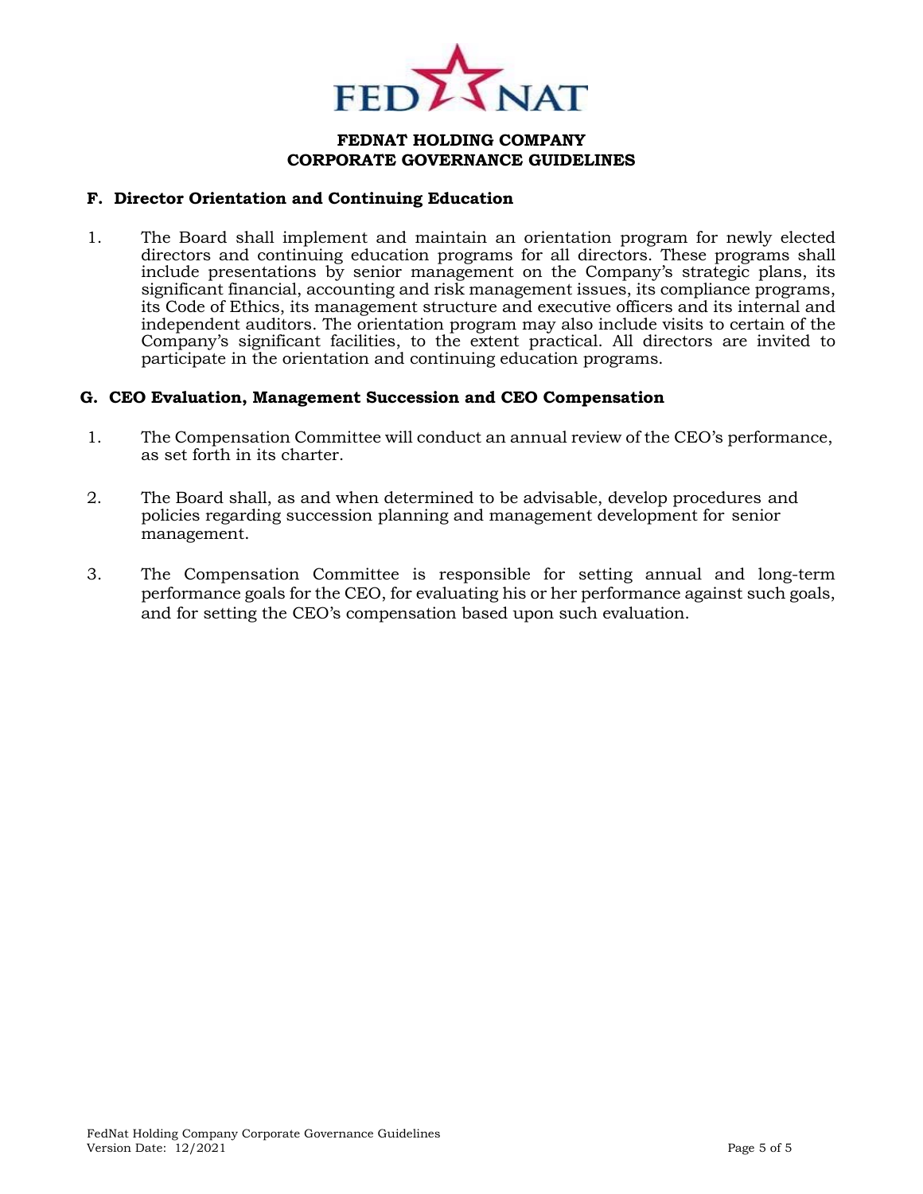**FEDNAT HOLDING COMPANY**
**CORPORATE GOVERNANCE GUIDELINES**

## F. Director Orientation and Continuing Education

1. The Board shall implement and maintain an orientation program for newly elected directors and continuing education programs for all directors. These programs shall include presentations by senior management on the Company's strategic plans, its significant financial, accounting and risk management issues, its compliance programs, its Code of Ethics, its management structure and executive officers and its internal and independent auditors. The orientation program may also include visits to certain of the Company's significant facilities, to the extent practical. All directors are invited to participate in the orientation and continuing education programs.

## G. CEO Evaluation, Management Succession and CEO Compensation

1. The Compensation Committee will conduct an annual review of the CEO's performance, as set forth in its charter.

2. The Board shall, as and when determined to be advisable, develop procedures and policies regarding succession planning and management development for senior management.

3. The Compensation Committee is responsible for setting annual and long-term performance goals for the CEO, for evaluating his or her performance against such goals, and for setting the CEO's compensation based upon such evaluation.